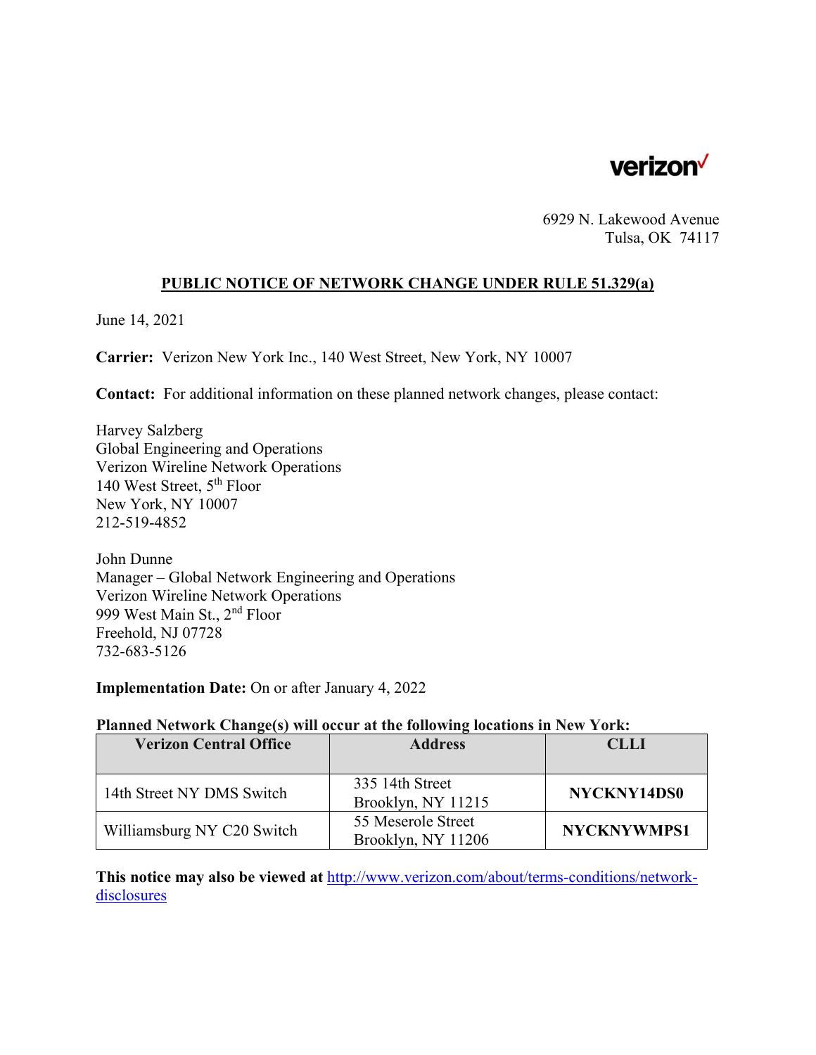verizon

6929 N. Lakewood Avenue
Tulsa, OK 74117

## PUBLIC NOTICE OF NETWORK CHANGE UNDER RULE 51.329(a)

June 14, 2021

**Carrier:** Verizon New York Inc., 140 West Street, New York, NY 10007

**Contact:** For additional information on these planned network changes, please contact:

Harvey Salzberg
Global Engineering and Operations
Verizon Wireline Network Operations
140 West Street, 5th Floor
New York, NY 10007
212-519-4852

John Dunne
Manager – Global Network Engineering and Operations
Verizon Wireline Network Operations
999 West Main St., 2nd Floor
Freehold, NJ 07728
732-683-5126

**Implementation Date:** On or after January 4, 2022

**Planned Network Change(s) will occur at the following locations in New York:**

| Verizon Central Office | Address | CLLI |
|---|---|---|
| 14th Street NY DMS Switch | 335 14th Street<br>Brooklyn, NY 11215 | **NYCKNY14DS0** |
| Williamsburg NY C20 Switch | 55 Meserole Street<br>Brooklyn, NY 11206 | **NYCKNYWMPS1** |

**This notice may also be viewed at** [http://www.verizon.com/about/terms-conditions/network-disclosures](http://www.verizon.com/about/terms-conditions/network-disclosures)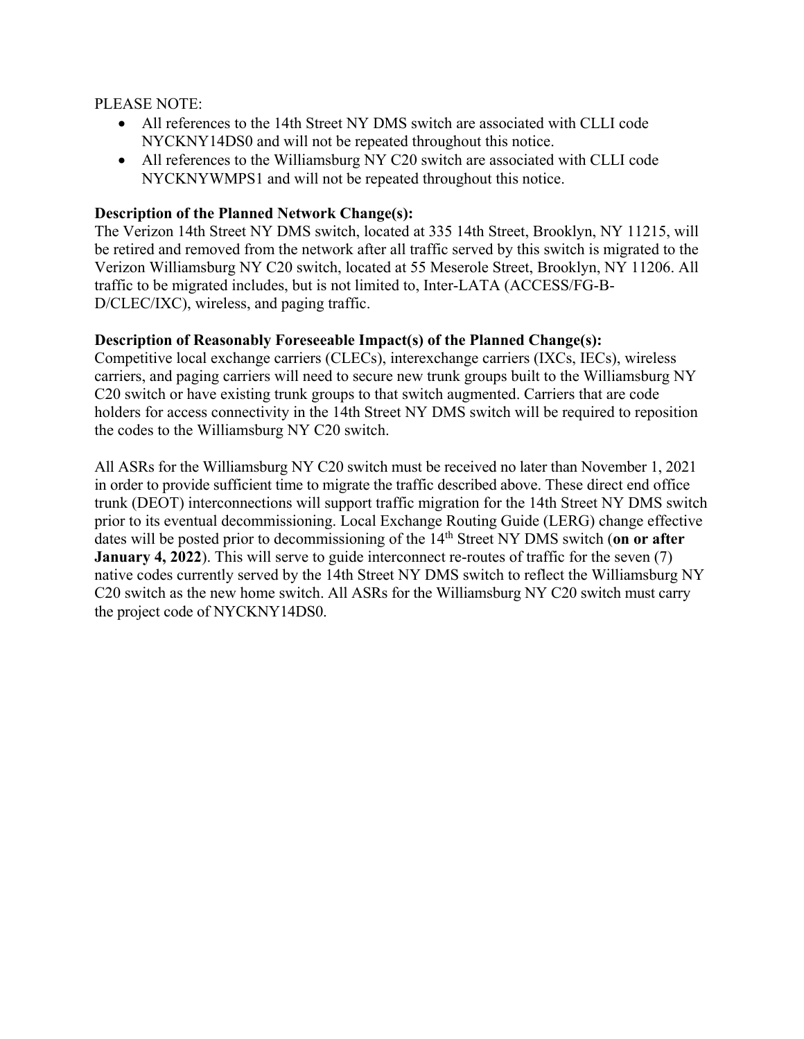PLEASE NOTE:

- All references to the 14th Street NY DMS switch are associated with CLLI code NYCKNY14DS0 and will not be repeated throughout this notice.
- All references to the Williamsburg NY C20 switch are associated with CLLI code NYCKNYWMPS1 and will not be repeated throughout this notice.

**Description of the Planned Network Change(s):**
The Verizon 14th Street NY DMS switch, located at 335 14th Street, Brooklyn, NY 11215, will be retired and removed from the network after all traffic served by this switch is migrated to the Verizon Williamsburg NY C20 switch, located at 55 Meserole Street, Brooklyn, NY 11206. All traffic to be migrated includes, but is not limited to, Inter-LATA (ACCESS/FG-B-D/CLEC/IXC), wireless, and paging traffic.

**Description of Reasonably Foreseeable Impact(s) of the Planned Change(s):**
Competitive local exchange carriers (CLECs), interexchange carriers (IXCs, IECs), wireless carriers, and paging carriers will need to secure new trunk groups built to the Williamsburg NY C20 switch or have existing trunk groups to that switch augmented. Carriers that are code holders for access connectivity in the 14th Street NY DMS switch will be required to reposition the codes to the Williamsburg NY C20 switch.

All ASRs for the Williamsburg NY C20 switch must be received no later than November 1, 2021 in order to provide sufficient time to migrate the traffic described above. These direct end office trunk (DEOT) interconnections will support traffic migration for the 14th Street NY DMS switch prior to its eventual decommissioning. Local Exchange Routing Guide (LERG) change effective dates will be posted prior to decommissioning of the 14th Street NY DMS switch (**on or after January 4, 2022**). This will serve to guide interconnect re-routes of traffic for the seven (7) native codes currently served by the 14th Street NY DMS switch to reflect the Williamsburg NY C20 switch as the new home switch. All ASRs for the Williamsburg NY C20 switch must carry the project code of NYCKNY14DS0.